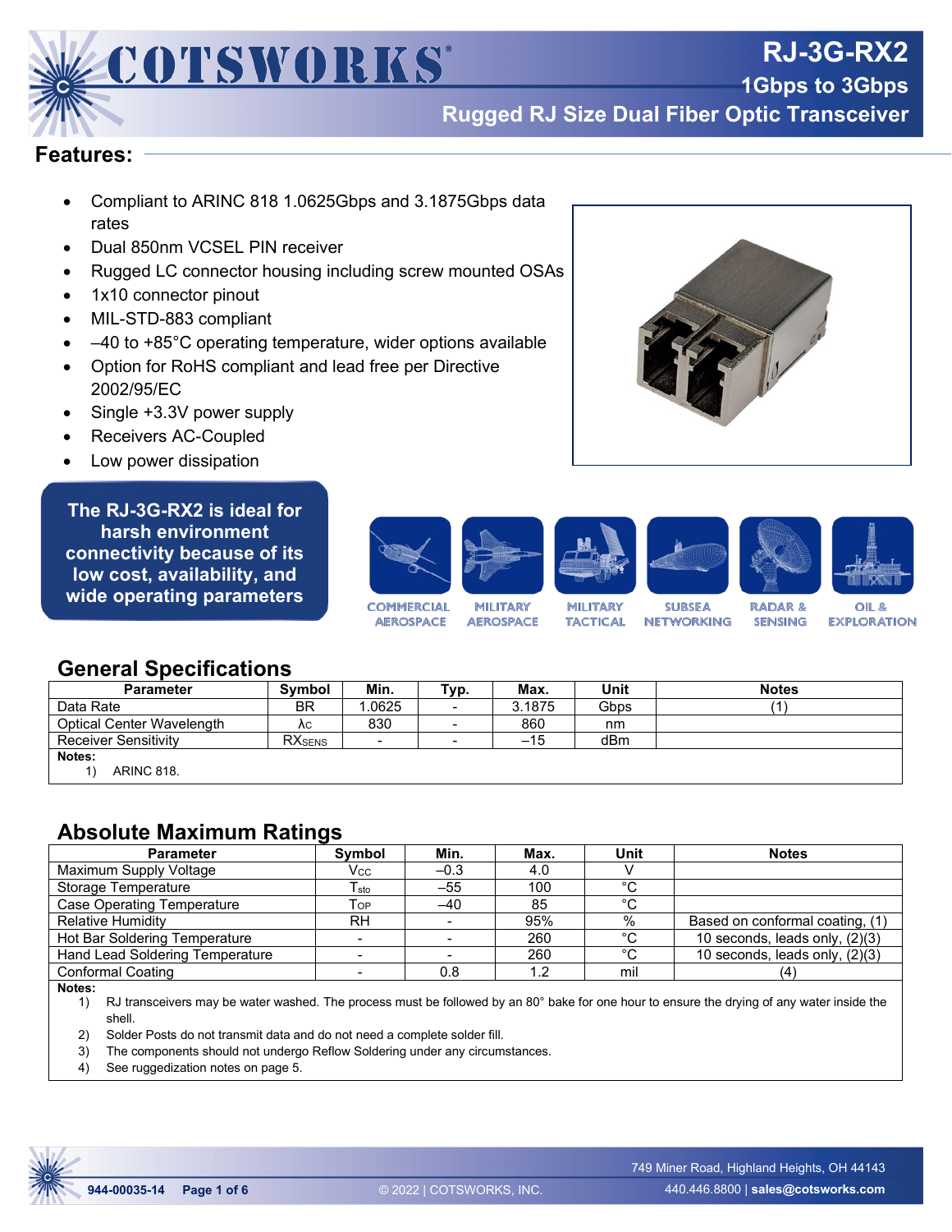# COTSWORKS

# RJ-3G-RX2

## 1Gbps to 3Gbps

## Rugged RJ Size Dual Fiber Optic Transceiver

## Features:

- Compliant to ARINC 818 1.0625Gbps and 3.1875Gbps data rates
- Dual 850nm VCSEL PIN receiver
- Rugged LC connector housing including screw mounted OSAs
- 1x10 connector pinout
- MIL-STD-883 compliant
- –40 to +85°C operating temperature, wider options available
- Option for RoHS compliant and lead free per Directive 2002/95/EC
- Single +3.3V power supply
- Receivers AC-Coupled
- Low power dissipation

**The RJ-3G-RX2 is ideal for harsh environment connectivity because of its low cost, availability, and wide operating parameters**

COMMERCIAL AEROSPACE · MILITARY AEROSPACE · MILITARY TACTICAL · SUBSEA NETWORKING · RADAR & SENSING · OIL & EXPLORATION

## General Specifications

| Parameter | Symbol | Min. | Typ. | Max. | Unit | Notes |
|---|---|---|---|---|---|---|
| Data Rate | BR | 1.0625 | - | 3.1875 | Gbps | (1) |
| Optical Center Wavelength | $\lambda_C$ | 830 | - | 860 | nm | |
| Receiver Sensitivity | $RX_{SENS}$ | - | - | –15 | dBm | |

**Notes:**
1) ARINC 818.

## Absolute Maximum Ratings

| Parameter | Symbol | Min. | Max. | Unit | Notes |
|---|---|---|---|---|---|
| Maximum Supply Voltage | $V_{CC}$ | –0.3 | 4.0 | V | |
| Storage Temperature | $T_{sto}$ | –55 | 100 | °C | |
| Case Operating Temperature | $T_{OP}$ | –40 | 85 | °C | |
| Relative Humidity | RH | - | 95% | % | Based on conformal coating, (1) |
| Hot Bar Soldering Temperature | - | - | 260 | °C | 10 seconds, leads only, (2)(3) |
| Hand Lead Soldering Temperature | - | - | 260 | °C | 10 seconds, leads only, (2)(3) |
| Conformal Coating | - | 0.8 | 1.2 | mil | (4) |

**Notes:**
1) RJ transceivers may be water washed. The process must be followed by an 80° bake for one hour to ensure the drying of any water inside the shell.
2) Solder Posts do not transmit data and do not need a complete solder fill.
3) The components should not undergo Reflow Soldering under any circumstances.
4) See ruggedization notes on page 5.

944-00035-14 © 2022 | COTSWORKS, INC. 749 Miner Road, Highland Heights, OH 44143 440.446.8800 | sales@cotsworks.com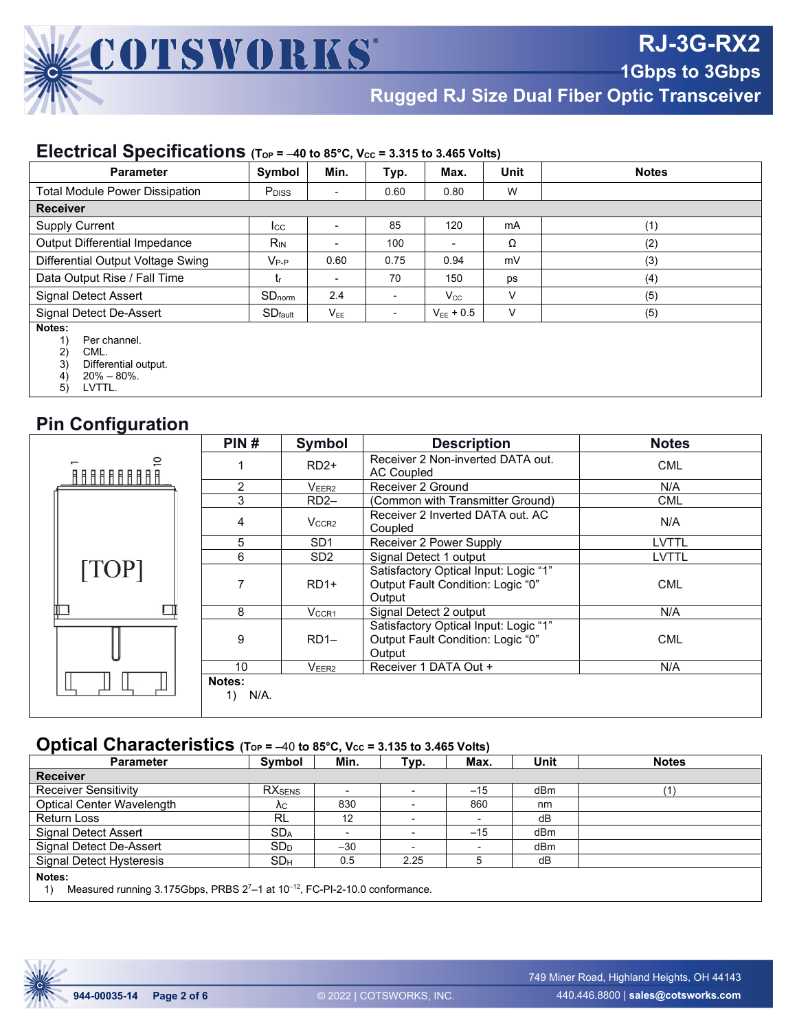## Electrical Specifications ($T_{OP}$ = –40 to 85°C, $V_{CC}$ = 3.315 to 3.465 Volts)

| Parameter | Symbol | Min. | Typ. | Max. | Unit | Notes |
|---|---|---|---|---|---|---|
| Total Module Power Dissipation | $P_{DISS}$ | - | 0.60 | 0.80 | W | |
| **Receiver** | | | | | | |
| Supply Current | $I_{CC}$ | - | 85 | 120 | mA | (1) |
| Output Differential Impedance | $R_{IN}$ | - | 100 | - | Ω | (2) |
| Differential Output Voltage Swing | $V_{P-P}$ | 0.60 | 0.75 | 0.94 | mV | (3) |
| Data Output Rise / Fall Time | $t_r$ | - | 70 | 150 | ps | (4) |
| Signal Detect Assert | $SD_{norm}$ | 2.4 | - | $V_{CC}$ | V | (5) |
| Signal Detect De-Assert | $SD_{fault}$ | $V_{EE}$ | - | $V_{EE}$ + 0.5 | V | (5) |

**Notes:**
1) Per channel.
2) CML.
3) Differential output.
4) 20% – 80%.
5) LVTTL.

## Pin Configuration

[TOP]

| PIN # | Symbol | Description | Notes |
|---|---|---|---|
| 1 | RD2+ | Receiver 2 Non-inverted DATA out. AC Coupled | CML |
| 2 | $V_{EER2}$ | Receiver 2 Ground | N/A |
| 3 | RD2– | (Common with Transmitter Ground) | CML |
| 4 | $V_{CCR2}$ | Receiver 2 Inverted DATA out. AC Coupled | N/A |
| 5 | SD1 | Receiver 2 Power Supply | LVTTL |
| 6 | SD2 | Signal Detect 1 output | LVTTL |
| 7 | RD1+ | Satisfactory Optical Input: Logic "1" Output Fault Condition: Logic "0" Output | CML |
| 8 | $V_{CCR1}$ | Signal Detect 2 output | N/A |
| 9 | RD1– | Satisfactory Optical Input: Logic "1" Output Fault Condition: Logic "0" Output | CML |
| 10 | $V_{EER2}$ | Receiver 1 DATA Out + | N/A |

**Notes:**
1) N/A.

## Optical Characteristics ($T_{OP}$ = –40 to 85°C, $V_{CC}$ = 3.135 to 3.465 Volts)

| Parameter | Symbol | Min. | Typ. | Max. | Unit | Notes |
|---|---|---|---|---|---|---|
| **Receiver** | | | | | | |
| Receiver Sensitivity | $RX_{SENS}$ | - | - | –15 | dBm | (1) |
| Optical Center Wavelength | $\lambda_C$ | 830 | - | 860 | nm | |
| Return Loss | RL | 12 | - | - | dB | |
| Signal Detect Assert | $SD_A$ | - | - | –15 | dBm | |
| Signal Detect De-Assert | $SD_D$ | –30 | - | - | dBm | |
| Signal Detect Hysteresis | $SD_H$ | 0.5 | 2.25 | 5 | dB | |

**Notes:**
1) Measured running 3.175Gbps, PRBS $2^7$–1 at $10^{-12}$, FC-PI-2-10.0 conformance.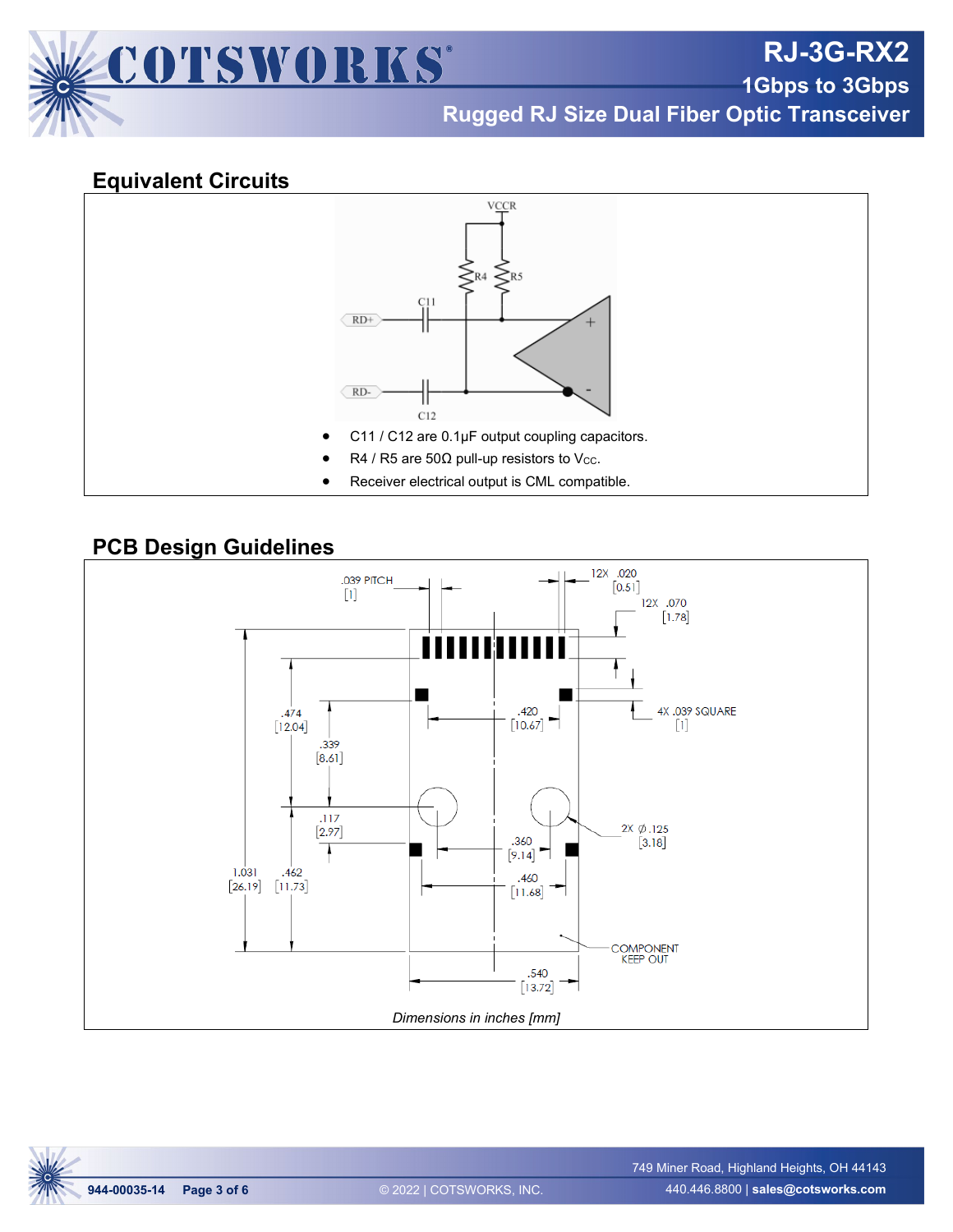## Equivalent Circuits

- C11 / C12 are 0.1µF output coupling capacitors.
- R4 / R5 are 50Ω pull-up resistors to $V_{CC}$.
- Receiver electrical output is CML compatible.

## PCB Design Guidelines

*Dimensions in inches [mm]*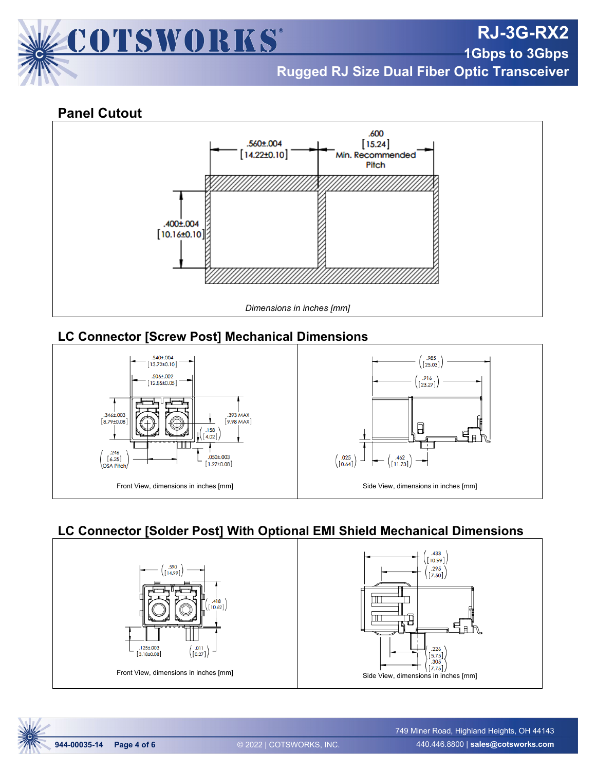## Panel Cutout

.560±.004 [14.22±0.10]

.600 [15.24] Min. Recommended Pitch

.400±.004 [10.16±0.10]

*Dimensions in inches [mm]*

## LC Connector [Screw Post] Mechanical Dimensions

.540±.004 [13.72±0.10]

.506±.002 [12.85±0.05]

.346±.003 [8.79±0.08]

.393 MAX [9.98 MAX]

(.158 [4.02])

(.246 [6.25] OSA Pitch)

.050±.003 [1.27±0.08]

Front View, dimensions in inches [mm]

(.985 [25.03])

(.916 [23.27])

(.025 [0.64])

(.462 [11.73])

Side View, dimensions in inches [mm]

## LC Connector [Solder Post] With Optional EMI Shield Mechanical Dimensions

(.590 [14.99])

(.418 [10.62])

.125±.003 [3.18±0.08]

(.011 [0.27])

Front View, dimensions in inches [mm]

(.433 [10.99])

(.295 [7.50])

(.226 [5.75])

(.305 [7.75])

Side View, dimensions in inches [mm]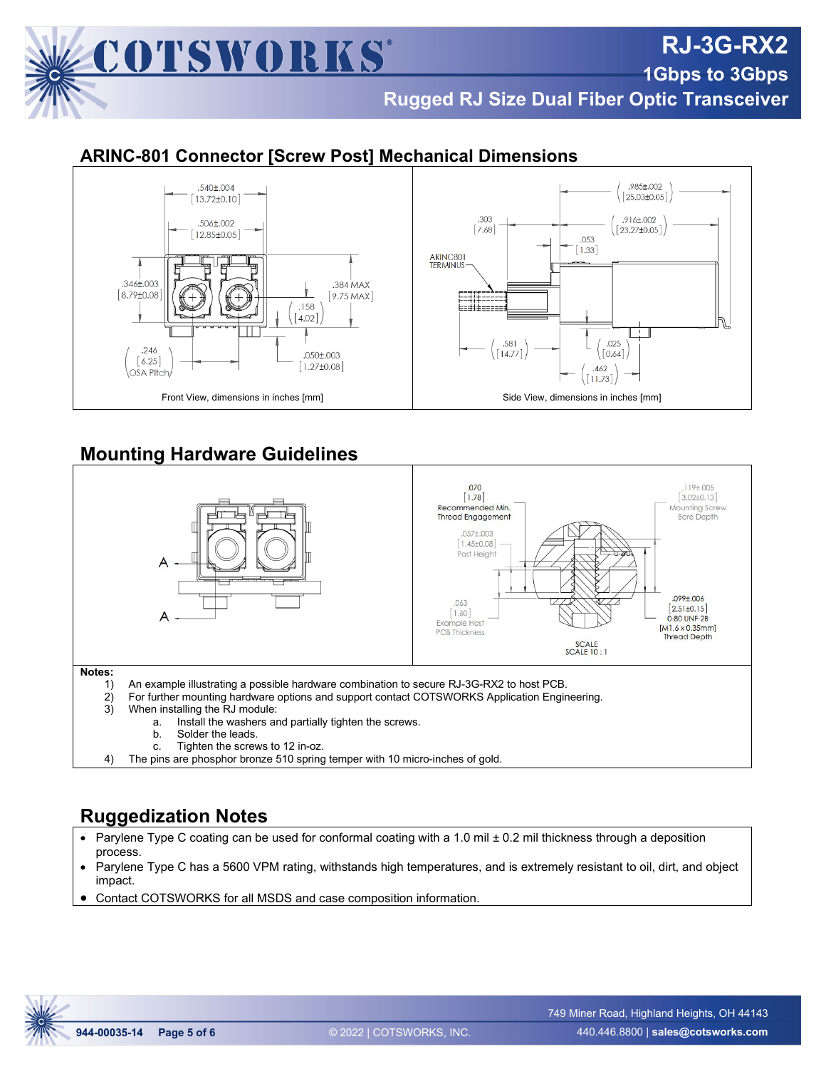## ARINC-801 Connector [Screw Post] Mechanical Dimensions

.540±.004 [13.72±0.10]
.506±.002 [12.85±0.05]
.346±.003 [8.79±0.08]
.384 MAX [9.75 MAX]
.158 [4.02]
.246 [6.25] OSA Pitch
.050±.003 [1.27±0.08]

Front View, dimensions in inches [mm]

.985±.002 [25.03±0.05]
.303 [7.68]
.916±.002 [23.27±0.05]
.053 [1.33]
ARINC801 TERMINUS
.581 [14.77]
.025 [0.64]
.462 [11.73]

Side View, dimensions in inches [mm]

## Mounting Hardware Guidelines

.070 [1.78] Recommended Min. Thread Engagement
.057±.003 [1.45±0.08] Post Height
.063 [1.60] Example Host PCB Thickness
.119±.005 [3.02±0.13] Mounting Screw Bore Depth
.099±.006 [2.51±0.15] 0-80 UNF-2B [M1.6 x 0.35mm] Thread Depth
SCALE 10 : 1

**Notes:**

1) An example illustrating a possible hardware combination to secure RJ-3G-RX2 to host PCB.
2) For further mounting hardware options and support contact COTSWORKS Application Engineering.
3) When installing the RJ module:
   a. Install the washers and partially tighten the screws.
   b. Solder the leads.
   c. Tighten the screws to 12 in-oz.
4) The pins are phosphor bronze 510 spring temper with 10 micro-inches of gold.

## Ruggedization Notes

- Parylene Type C coating can be used for conformal coating with a 1.0 mil ± 0.2 mil thickness through a deposition process.
- Parylene Type C has a 5600 VPM rating, withstands high temperatures, and is extremely resistant to oil, dirt, and object impact.
- Contact COTSWORKS for all MSDS and case composition information.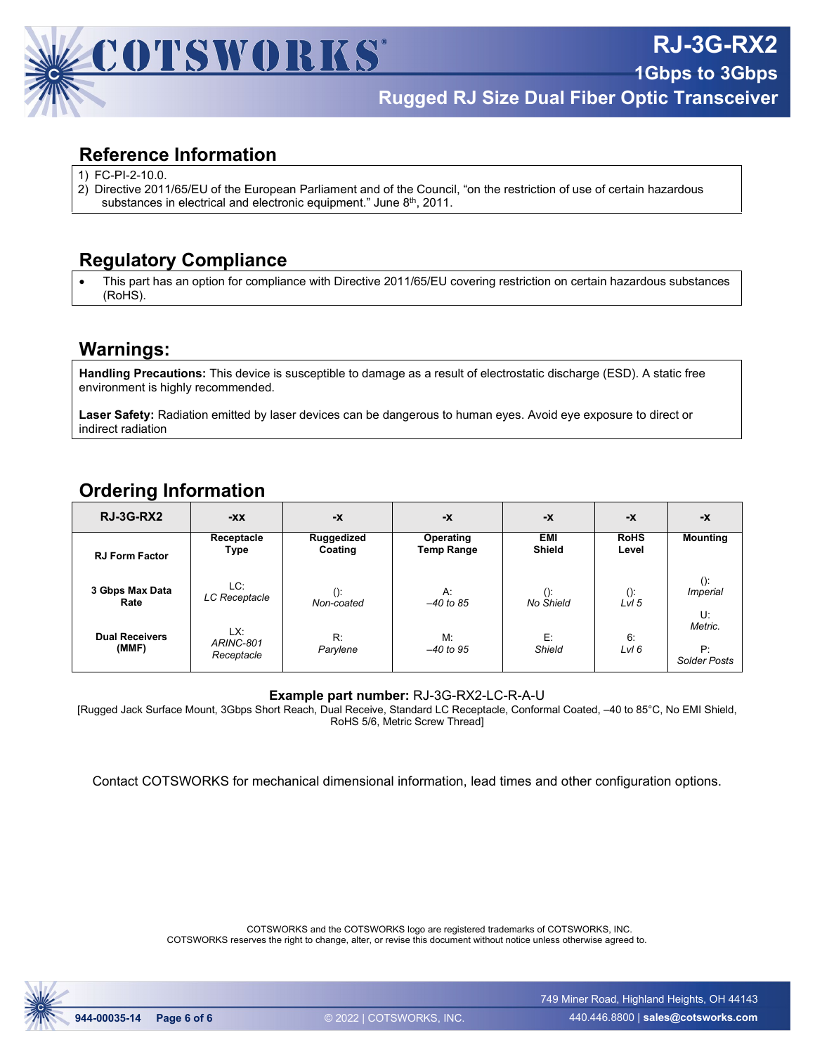## Reference Information

1) FC-PI-2-10.0.
2) Directive 2011/65/EU of the European Parliament and of the Council, “on the restriction of use of certain hazardous substances in electrical and electronic equipment.” June 8th, 2011.

## Regulatory Compliance

- This part has an option for compliance with Directive 2011/65/EU covering restriction on certain hazardous substances (RoHS).

## Warnings:

**Handling Precautions:** This device is susceptible to damage as a result of electrostatic discharge (ESD). A static free environment is highly recommended.

**Laser Safety:** Radiation emitted by laser devices can be dangerous to human eyes. Avoid eye exposure to direct or indirect radiation

## Ordering Information

| RJ-3G-RX2 | -xx | -x | -x | -x | -x | -x |
|---|---|---|---|---|---|---|
| **RJ Form Factor** | **Receptacle Type** | **Ruggedized Coating** | **Operating Temp Range** | **EMI Shield** | **RoHS Level** | **Mounting** |
| **3 Gbps Max Data Rate** | LC: *LC Receptacle* | (): *Non-coated* | A: *–40 to 85* | (): *No Shield* | (): *Lvl 5* | (): *Imperial*<br>U: *Metric.* |
| **Dual Receivers (MMF)** | LX: *ARINC-801 Receptacle* | R: *Parylene* | M: *–40 to 95* | E: *Shield* | 6: *Lvl 6* | P: *Solder Posts* |

**Example part number:** RJ-3G-RX2-LC-R-A-U

[Rugged Jack Surface Mount, 3Gbps Short Reach, Dual Receive, Standard LC Receptacle, Conformal Coated, –40 to 85°C, No EMI Shield, RoHS 5/6, Metric Screw Thread]

Contact COTSWORKS for mechanical dimensional information, lead times and other configuration options.

COTSWORKS and the COTSWORKS logo are registered trademarks of COTSWORKS, INC.
COTSWORKS reserves the right to change, alter, or revise this document without notice unless otherwise agreed to.